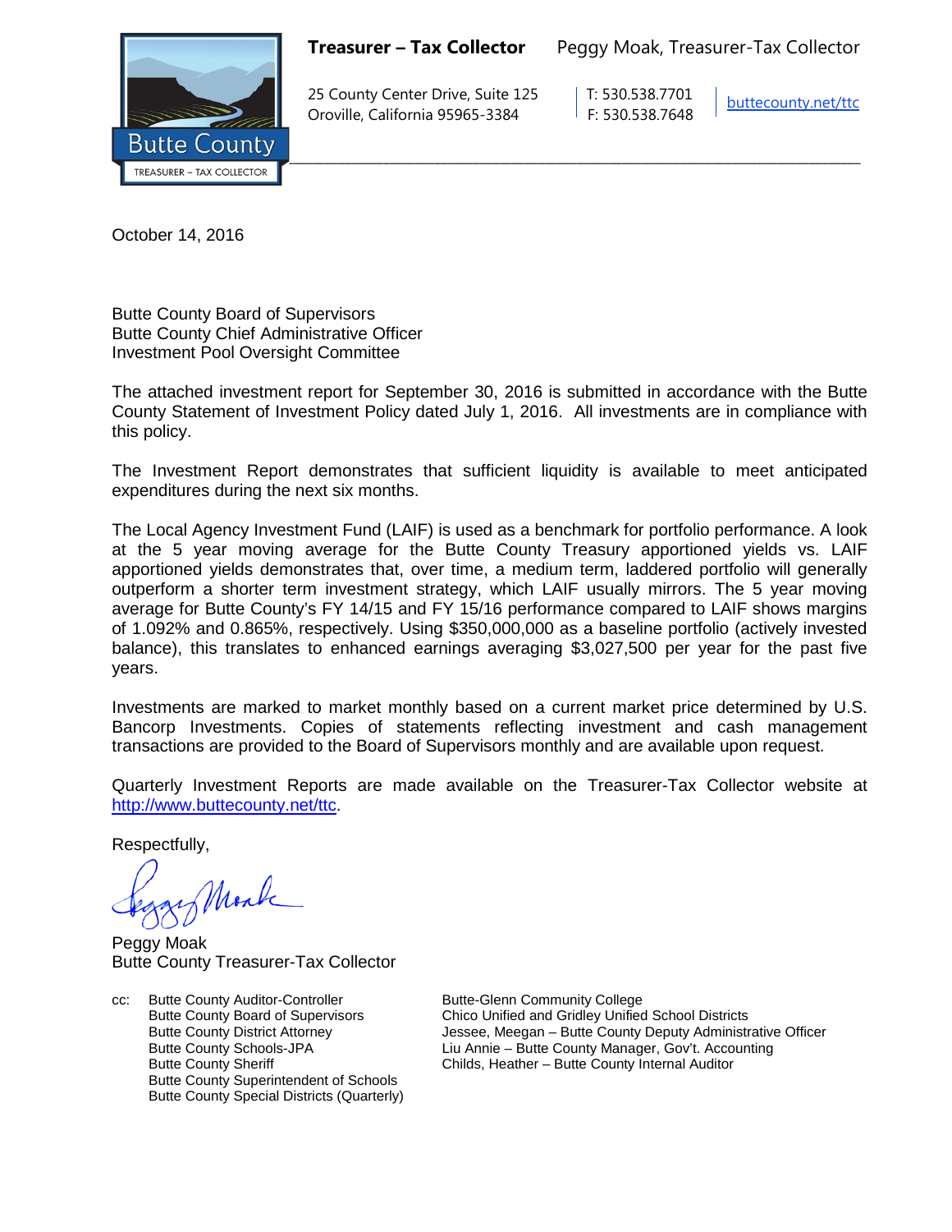**Treasurer – Tax Collector** Peggy Moak, Treasurer-Tax Collector

25 County Center Drive, Suite 125
Oroville, California 95965-3384

T: 530.538.7701
F: 530.538.7648

buttecounty.net/ttc

Butte County
TREASURER – TAX COLLECTOR

October 14, 2016

Butte County Board of Supervisors
Butte County Chief Administrative Officer
Investment Pool Oversight Committee

The attached investment report for September 30, 2016 is submitted in accordance with the Butte County Statement of Investment Policy dated July 1, 2016. All investments are in compliance with this policy.

The Investment Report demonstrates that sufficient liquidity is available to meet anticipated expenditures during the next six months.

The Local Agency Investment Fund (LAIF) is used as a benchmark for portfolio performance. A look at the 5 year moving average for the Butte County Treasury apportioned yields vs. LAIF apportioned yields demonstrates that, over time, a medium term, laddered portfolio will generally outperform a shorter term investment strategy, which LAIF usually mirrors. The 5 year moving average for Butte County's FY 14/15 and FY 15/16 performance compared to LAIF shows margins of 1.092% and 0.865%, respectively. Using $350,000,000 as a baseline portfolio (actively invested balance), this translates to enhanced earnings averaging $3,027,500 per year for the past five years.

Investments are marked to market monthly based on a current market price determined by U.S. Bancorp Investments. Copies of statements reflecting investment and cash management transactions are provided to the Board of Supervisors monthly and are available upon request.

Quarterly Investment Reports are made available on the Treasurer-Tax Collector website at http://www.buttecounty.net/ttc.

Respectfully,

Peggy Moak
Butte County Treasurer-Tax Collector

cc: Butte County Auditor-Controller
Butte County Board of Supervisors
Butte County District Attorney
Butte County Schools-JPA
Butte County Sheriff
Butte County Superintendent of Schools
Butte County Special Districts (Quarterly)
Butte-Glenn Community College
Chico Unified and Gridley Unified School Districts
Jessee, Meegan – Butte County Deputy Administrative Officer
Liu Annie – Butte County Manager, Gov't. Accounting
Childs, Heather – Butte County Internal Auditor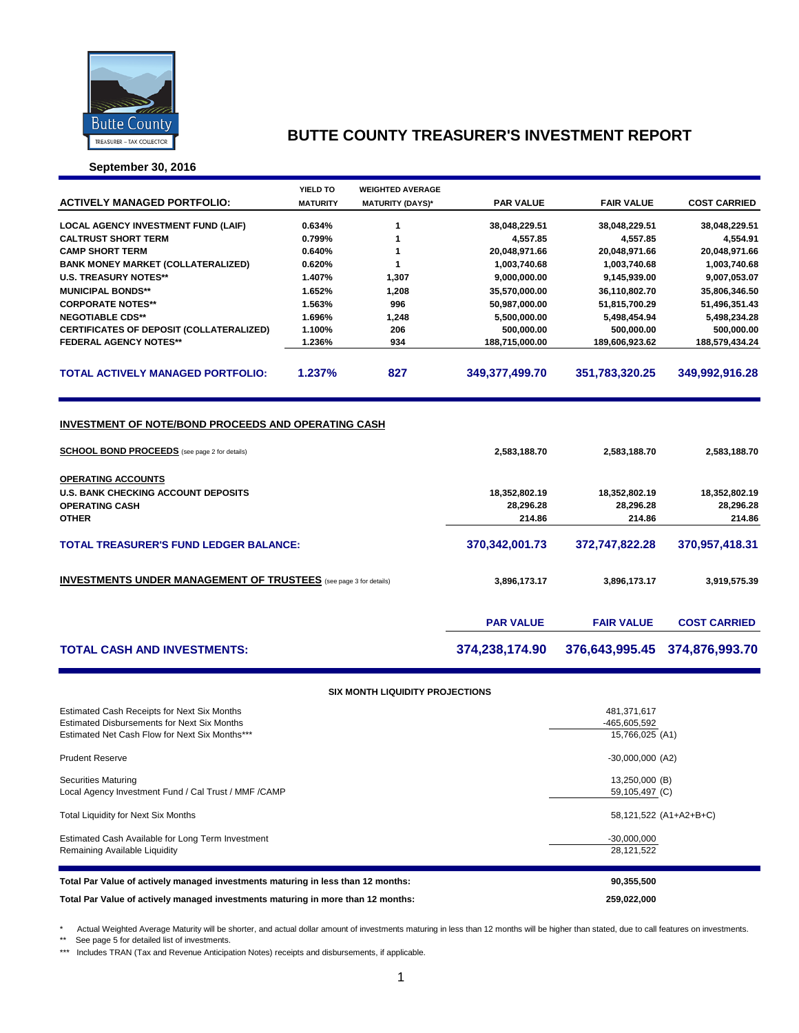# BUTTE COUNTY TREASURER'S INVESTMENT REPORT

**September 30, 2016**

| ACTIVELY MANAGED PORTFOLIO: | YIELD TO MATURITY | WEIGHTED AVERAGE MATURITY (DAYS)* | PAR VALUE | FAIR VALUE | COST CARRIED |
|---|---|---|---|---|---|
| LOCAL AGENCY INVESTMENT FUND (LAIF) | 0.634% | 1 | 38,048,229.51 | 38,048,229.51 | 38,048,229.51 |
| CALTRUST SHORT TERM | 0.799% | 1 | 4,557.85 | 4,557.85 | 4,554.91 |
| CAMP SHORT TERM | 0.640% | 1 | 20,048,971.66 | 20,048,971.66 | 20,048,971.66 |
| BANK MONEY MARKET (COLLATERALIZED) | 0.620% | 1 | 1,003,740.68 | 1,003,740.68 | 1,003,740.68 |
| U.S. TREASURY NOTES** | 1.407% | 1,307 | 9,000,000.00 | 9,145,939.00 | 9,007,053.07 |
| MUNICIPAL BONDS** | 1.652% | 1,208 | 35,570,000.00 | 36,110,802.70 | 35,806,346.50 |
| CORPORATE NOTES** | 1.563% | 996 | 50,987,000.00 | 51,815,700.29 | 51,496,351.43 |
| NEGOTIABLE CDS** | 1.696% | 1,248 | 5,500,000.00 | 5,498,454.94 | 5,498,234.28 |
| CERTIFICATES OF DEPOSIT (COLLATERALIZED) | 1.100% | 206 | 500,000.00 | 500,000.00 | 500,000.00 |
| FEDERAL AGENCY NOTES** | 1.236% | 934 | 188,715,000.00 | 189,606,923.62 | 188,579,434.24 |
| **TOTAL ACTIVELY MANAGED PORTFOLIO:** | **1.237%** | **827** | **349,377,499.70** | **351,783,320.25** | **349,992,916.28** |

## INVESTMENT OF NOTE/BOND PROCEEDS AND OPERATING CASH

| | PAR VALUE | FAIR VALUE | COST CARRIED |
|---|---|---|---|
| **SCHOOL BOND PROCEEDS** (see page 2 for details) | 2,583,188.70 | 2,583,188.70 | 2,583,188.70 |
| **OPERATING ACCOUNTS** | | | |
| U.S. BANK CHECKING ACCOUNT DEPOSITS | 18,352,802.19 | 18,352,802.19 | 18,352,802.19 |
| OPERATING CASH | 28,296.28 | 28,296.28 | 28,296.28 |
| OTHER | 214.86 | 214.86 | 214.86 |
| **TOTAL TREASURER'S FUND LEDGER BALANCE:** | **370,342,001.73** | **372,747,822.28** | **370,957,418.31** |
| **INVESTMENTS UNDER MANAGEMENT OF TRUSTEES** (see page 3 for details) | 3,896,173.17 | 3,896,173.17 | 3,919,575.39 |

| | PAR VALUE | FAIR VALUE | COST CARRIED |
|---|---|---|---|
| **TOTAL CASH AND INVESTMENTS:** | **374,238,174.90** | **376,643,995.45** | **374,876,993.70** |

### SIX MONTH LIQUIDITY PROJECTIONS

| | |
|---|---|
| Estimated Cash Receipts for Next Six Months | 481,371,617 |
| Estimated Disbursements for Next Six Months | -465,605,592 |
| Estimated Net Cash Flow for Next Six Months*** | 15,766,025 (A1) |
| Prudent Reserve | -30,000,000 (A2) |
| Securities Maturing | 13,250,000 (B) |
| Local Agency Investment Fund / Cal Trust / MMF /CAMP | 59,105,497 (C) |
| Total Liquidity for Next Six Months | 58,121,522 (A1+A2+B+C) |
| Estimated Cash Available for Long Term Investment | -30,000,000 |
| Remaining Available Liquidity | 28,121,522 |

| | |
|---|---|
| **Total Par Value of actively managed investments maturing in less than 12 months:** | **90,355,500** |
| **Total Par Value of actively managed investments maturing in more than 12 months:** | **259,022,000** |

\* Actual Weighted Average Maturity will be shorter, and actual dollar amount of investments maturing in less than 12 months will be higher than stated, due to call features on investments.

** See page 5 for detailed list of investments.

*** Includes TRAN (Tax and Revenue Anticipation Notes) receipts and disbursements, if applicable.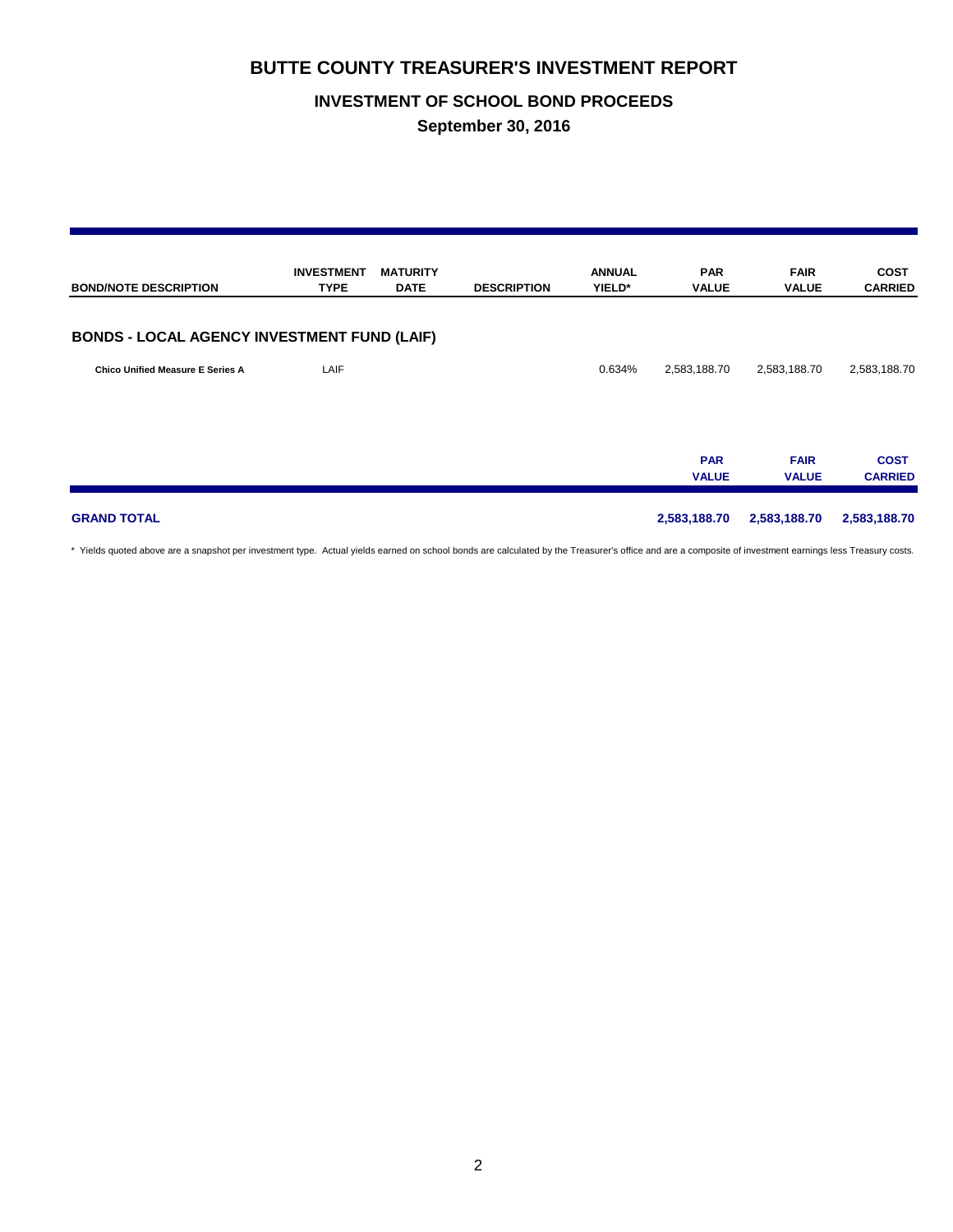# BUTTE COUNTY TREASURER'S INVESTMENT REPORT

## INVESTMENT OF SCHOOL BOND PROCEEDS

### September 30, 2016

| BOND/NOTE DESCRIPTION | INVESTMENT TYPE | MATURITY DATE | DESCRIPTION | ANNUAL YIELD* | PAR VALUE | FAIR VALUE | COST CARRIED |
|---|---|---|---|---|---|---|---|
| **BONDS - LOCAL AGENCY INVESTMENT FUND (LAIF)** | | | | | | | |
| **Chico Unified Measure E Series A** | LAIF | | | 0.634% | 2,583,188.70 | 2,583,188.70 | 2,583,188.70 |
| | | | | | **PAR VALUE** | **FAIR VALUE** | **COST CARRIED** |
| **GRAND TOTAL** | | | | | **2,583,188.70** | **2,583,188.70** | **2,583,188.70** |

* Yields quoted above are a snapshot per investment type. Actual yields earned on school bonds are calculated by the Treasurer's office and are a composite of investment earnings less Treasury costs.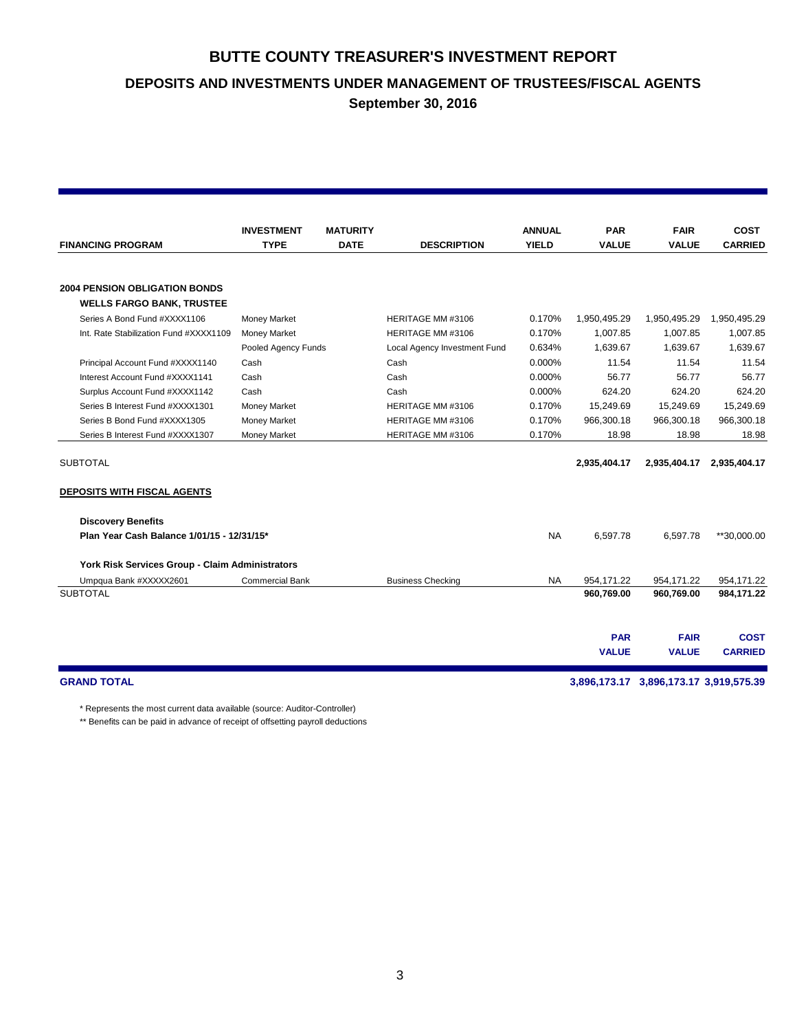# BUTTE COUNTY TREASURER'S INVESTMENT REPORT

## DEPOSITS AND INVESTMENTS UNDER MANAGEMENT OF TRUSTEES/FISCAL AGENTS

### September 30, 2016

| FINANCING PROGRAM | INVESTMENT TYPE | MATURITY DATE | DESCRIPTION | ANNUAL YIELD | PAR VALUE | FAIR VALUE | COST CARRIED |
|---|---|---|---|---|---|---|---|
| **2004 PENSION OBLIGATION BONDS** | | | | | | | |
| **WELLS FARGO BANK, TRUSTEE** | | | | | | | |
| Series A Bond Fund #XXXX1106 | Money Market | | HERITAGE MM #3106 | 0.170% | 1,950,495.29 | 1,950,495.29 | 1,950,495.29 |
| Int. Rate Stabilization Fund #XXXX1109 | Money Market | | HERITAGE MM #3106 | 0.170% | 1,007.85 | 1,007.85 | 1,007.85 |
| | Pooled Agency Funds | | Local Agency Investment Fund | 0.634% | 1,639.67 | 1,639.67 | 1,639.67 |
| Principal Account Fund #XXXX1140 | Cash | | Cash | 0.000% | 11.54 | 11.54 | 11.54 |
| Interest Account Fund #XXXX1141 | Cash | | Cash | 0.000% | 56.77 | 56.77 | 56.77 |
| Surplus Account Fund #XXXX1142 | Cash | | Cash | 0.000% | 624.20 | 624.20 | 624.20 |
| Series B Interest Fund #XXXX1301 | Money Market | | HERITAGE MM #3106 | 0.170% | 15,249.69 | 15,249.69 | 15,249.69 |
| Series B Bond Fund #XXXX1305 | Money Market | | HERITAGE MM #3106 | 0.170% | 966,300.18 | 966,300.18 | 966,300.18 |
| Series B Interest Fund #XXXX1307 | Money Market | | HERITAGE MM #3106 | 0.170% | 18.98 | 18.98 | 18.98 |
| SUBTOTAL | | | | | **2,935,404.17** | **2,935,404.17** | **2,935,404.17** |
| **DEPOSITS WITH FISCAL AGENTS** | | | | | | | |
| **Discovery Benefits** | | | | | | | |
| **Plan Year Cash Balance 1/01/15 - 12/31/15*** | | | | NA | 6,597.78 | 6,597.78 | **30,000.00 |
| **York Risk Services Group - Claim Administrators** | | | | | | | |
| Umpqua Bank #XXXXX2601 | Commercial Bank | | Business Checking | NA | 954,171.22 | 954,171.22 | 954,171.22 |
| SUBTOTAL | | | | | **960,769.00** | **960,769.00** | **984,171.22** |
| | | | | | **PAR VALUE** | **FAIR VALUE** | **COST CARRIED** |
| **GRAND TOTAL** | | | | | **3,896,173.17** | **3,896,173.17** | **3,919,575.39** |

* Represents the most current data available (source: Auditor-Controller)

** Benefits can be paid in advance of receipt of offsetting payroll deductions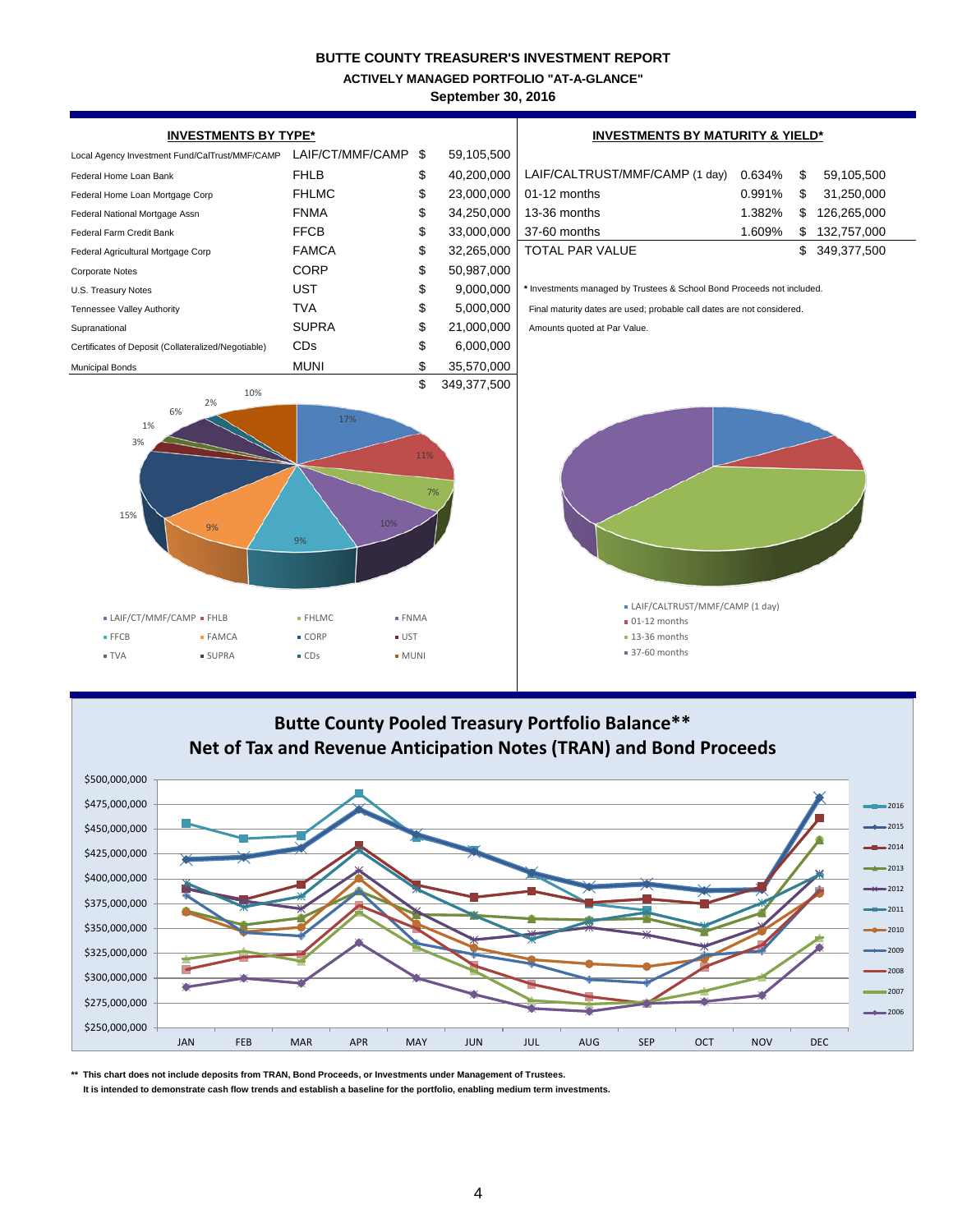# BUTTE COUNTY TREASURER'S INVESTMENT REPORT

## ACTIVELY MANAGED PORTFOLIO "AT-A-GLANCE"

### September 30, 2016

**INVESTMENTS BY TYPE***

| | | | |
|---|---|---|---|
| Local Agency Investment Fund/CalTrust/MMF/CAMP | LAIF/CT/MMF/CAMP | $ | 59,105,500 |
| Federal Home Loan Bank | FHLB | $ | 40,200,000 |
| Federal Home Loan Mortgage Corp | FHLMC | $ | 23,000,000 |
| Federal National Mortgage Assn | FNMA | $ | 34,250,000 |
| Federal Farm Credit Bank | FFCB | $ | 33,000,000 |
| Federal Agricultural Mortgage Corp | FAMCA | $ | 32,265,000 |
| Corporate Notes | CORP | $ | 50,987,000 |
| U.S. Treasury Notes | UST | $ | 9,000,000 |
| Tennessee Valley Authority | TVA | $ | 5,000,000 |
| Supranational | SUPRA | $ | 21,000,000 |
| Certificates of Deposit (Collateralized/Negotiable) | CDs | $ | 6,000,000 |
| Municipal Bonds | MUNI | $ | 35,570,000 |
| | | $ | 349,377,500 |

**INVESTMENTS BY MATURITY & YIELD***

| | | | |
|---|---|---|---|
| LAIF/CALTRUST/MMF/CAMP (1 day) | 0.634% | $ | 59,105,500 |
| 01-12 months | 0.991% | $ | 31,250,000 |
| 13-36 months | 1.382% | $ | 126,265,000 |
| 37-60 months | 1.609% | $ | 132,757,000 |
| TOTAL PAR VALUE | | $ | 349,377,500 |

* Investments managed by Trustees & School Bond Proceeds not included.

Final maturity dates are used; probable call dates are not considered.

Amounts quoted at Par Value.

**Butte County Pooled Treasury Portfolio Balance****
**Net of Tax and Revenue Anticipation Notes (TRAN) and Bond Proceeds**

** This chart does not include deposits from TRAN, Bond Proceeds, or Investments under Management of Trustees.
It is intended to demonstrate cash flow trends and establish a baseline for the portfolio, enabling medium term investments.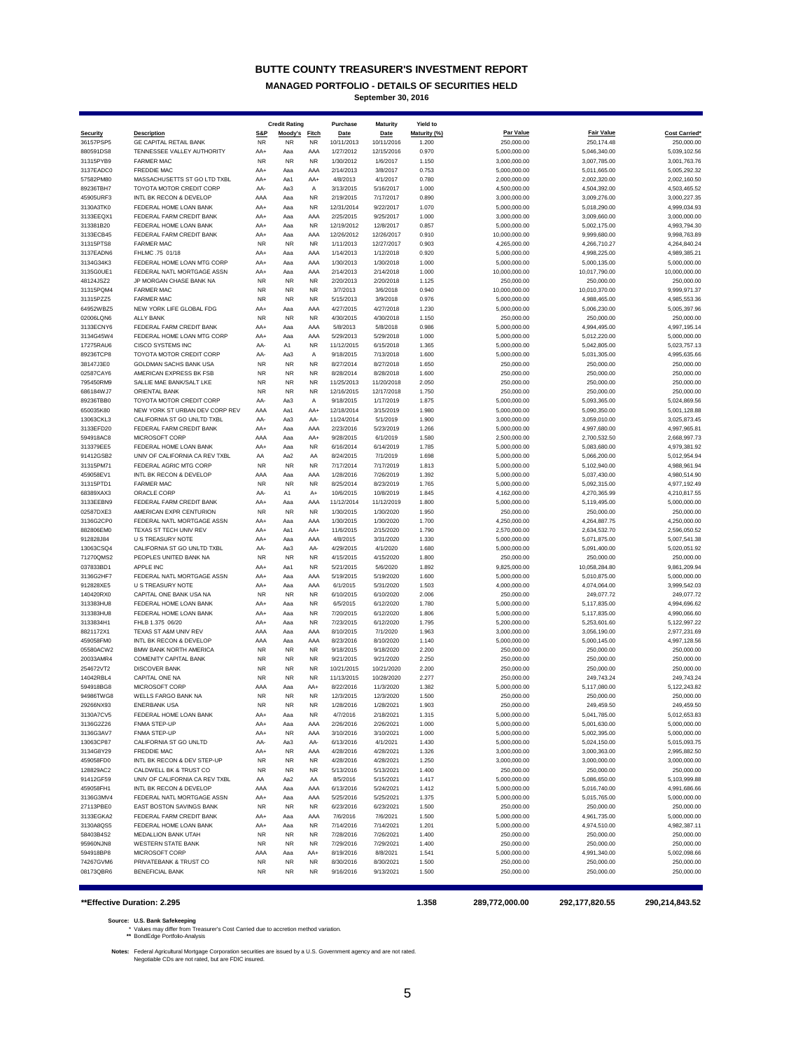# BUTTE COUNTY TREASURER'S INVESTMENT REPORT

## MANAGED PORTFOLIO - DETAILS OF SECURITIES HELD

**September 30, 2016**

| Security | Description | S&P | Moody's | Fitch | Purchase Date | Maturity Date | Yield to Maturity (%) | Par Value | Fair Value | Cost Carried* |
|---|---|---|---|---|---|---|---|---|---|---|
| | | Credit Rating | | | | | | | | |
| 36157PSP5 | GE CAPITAL RETAIL BANK | NR | NR | NR | 10/11/2013 | 10/11/2016 | 1.200 | 250,000.00 | 250,174.48 | 250,000.00 |
| 880591DS8 | TENNESSEE VALLEY AUTHORITY | AA+ | Aaa | AAA | 1/27/2012 | 12/15/2016 | 0.970 | 5,000,000.00 | 5,046,340.00 | 5,039,102.56 |
| 31315PYB9 | FARMER MAC | NR | NR | NR | 1/30/2012 | 1/6/2017 | 1.150 | 3,000,000.00 | 3,007,785.00 | 3,001,763.76 |
| 3137EADC0 | FREDDIE MAC | AA+ | Aaa | AAA | 2/14/2013 | 3/8/2017 | 0.753 | 5,000,000.00 | 5,011,665.00 | 5,005,292.32 |
| 57582PM80 | MASSACHUSETTS ST GO LTD TXBL | AA+ | Aa1 | AA+ | 4/8/2013 | 4/1/2017 | 0.780 | 2,000,000.00 | 2,002,320.00 | 2,002,160.50 |
| 89236TBH7 | TOYOTA MOTOR CREDIT CORP | AA- | Aa3 | A | 3/13/2015 | 5/16/2017 | 1.000 | 4,500,000.00 | 4,504,392.00 | 4,503,465.52 |
| 45905URF3 | INTL BK RECON & DEVELOP | AAA | Aaa | NR | 2/19/2015 | 7/17/2017 | 0.890 | 3,000,000.00 | 3,009,276.00 | 3,000,227.35 |
| 3130A3TK0 | FEDERAL HOME LOAN BANK | AA+ | Aaa | NR | 12/31/2014 | 9/22/2017 | 1.070 | 5,000,000.00 | 5,018,290.00 | 4,999,034.93 |
| 3133EEQX1 | FEDERAL FARM CREDIT BANK | AA+ | Aaa | AAA | 2/25/2015 | 9/25/2017 | 1.000 | 3,000,000.00 | 3,009,660.00 | 3,000,000.00 |
| 313381B20 | FEDERAL HOME LOAN BANK | AA+ | Aaa | NR | 12/19/2012 | 12/8/2017 | 0.857 | 5,000,000.00 | 5,002,175.00 | 4,993,794.30 |
| 3133ECB45 | FEDERAL FARM CREDIT BANK | AA+ | Aaa | AAA | 12/26/2012 | 12/26/2017 | 0.910 | 10,000,000.00 | 9,999,680.00 | 9,998,763.89 |
| 31315PTS8 | FARMER MAC | NR | NR | NR | 1/11/2013 | 12/27/2017 | 0.903 | 4,265,000.00 | 4,266,710.27 | 4,264,840.24 |
| 3137EADN6 | FHLMC .75 01/18 | AA+ | Aaa | AAA | 1/14/2013 | 1/12/2018 | 0.920 | 5,000,000.00 | 4,998,225.00 | 4,989,385.21 |
| 3134G34K3 | FEDERAL HOME LOAN MTG CORP | AA+ | Aaa | AAA | 1/30/2013 | 1/30/2018 | 1.000 | 5,000,000.00 | 5,000,135.00 | 5,000,000.00 |
| 3135G0UE1 | FEDERAL NATL MORTGAGE ASSN | AA+ | Aaa | AAA | 2/14/2013 | 2/14/2018 | 1.000 | 10,000,000.00 | 10,017,790.00 | 10,000,000.00 |
| 48124JSZ2 | JP MORGAN CHASE BANK NA | NR | NR | NR | 2/20/2013 | 2/20/2018 | 1.125 | 250,000.00 | 250,000.00 | 250,000.00 |
| 31315PQM4 | FARMER MAC | NR | NR | NR | 3/7/2013 | 3/6/2018 | 0.940 | 10,000,000.00 | 10,010,370.00 | 9,999,971.37 |
| 31315PZZ5 | FARMER MAC | NR | NR | NR | 5/15/2013 | 3/9/2018 | 0.976 | 5,000,000.00 | 4,988,465.00 | 4,985,553.36 |
| 64952WBZ5 | NEW YORK LIFE GLOBAL FDG | AA+ | Aaa | AAA | 4/27/2015 | 4/27/2018 | 1.230 | 5,000,000.00 | 5,006,230.00 | 5,005,397.96 |
| 02006LQN6 | ALLY BANK | NR | NR | NR | 4/30/2015 | 4/30/2018 | 1.150 | 250,000.00 | 250,000.00 | 250,000.00 |
| 3133ECNY6 | FEDERAL FARM CREDIT BANK | AA+ | Aaa | AAA | 5/8/2013 | 5/8/2018 | 0.986 | 5,000,000.00 | 4,994,495.00 | 4,997,195.14 |
| 3134G45W4 | FEDERAL HOME LOAN MTG CORP | AA+ | Aaa | AAA | 5/29/2013 | 5/29/2018 | 1.000 | 5,000,000.00 | 5,012,220.00 | 5,000,000.00 |
| 17275RAU6 | CISCO SYSTEMS INC | AA- | A1 | NR | 11/12/2015 | 6/15/2018 | 1.365 | 5,000,000.00 | 5,042,805.00 | 5,023,757.13 |
| 89236TCP8 | TOYOTA MOTOR CREDIT CORP | AA- | Aa3 | A | 9/18/2015 | 7/13/2018 | 1.600 | 5,000,000.00 | 5,031,305.00 | 4,995,635.66 |
| 38147J3E0 | GOLDMAN SACHS BANK USA | NR | NR | NR | 8/27/2014 | 8/27/2018 | 1.650 | 250,000.00 | 250,000.00 | 250,000.00 |
| 02587CAY6 | AMERICAN EXPRESS BK FSB | NR | NR | NR | 8/28/2014 | 8/28/2018 | 1.600 | 250,000.00 | 250,000.00 | 250,000.00 |
| 795450RM9 | SALLIE MAE BANK/SALT LKE | NR | NR | NR | 11/25/2013 | 11/20/2018 | 2.050 | 250,000.00 | 250,000.00 | 250,000.00 |
| 686184WJ7 | ORIENTAL BANK | NR | NR | NR | 12/16/2015 | 12/17/2018 | 1.750 | 250,000.00 | 250,000.00 | 250,000.00 |
| 89236TBB0 | TOYOTA MOTOR CREDIT CORP | AA- | Aa3 | A | 9/18/2015 | 1/17/2019 | 1.875 | 5,000,000.00 | 5,093,365.00 | 5,024,869.56 |
| 650035K80 | NEW YORK ST URBAN DEV CORP REV | AAA | Aa1 | AA+ | 12/18/2014 | 3/15/2019 | 1.980 | 5,000,000.00 | 5,090,350.00 | 5,001,128.88 |
| 13063CKL3 | CALIFORNIA ST GO UNLTD TXBL | AA- | Aa3 | AA- | 11/24/2014 | 5/1/2019 | 1.900 | 3,000,000.00 | 3,059,010.00 | 3,025,873.45 |
| 3133EFD20 | FEDERAL FARM CREDIT BANK | AA+ | Aaa | AAA | 2/23/2016 | 5/23/2019 | 1.266 | 5,000,000.00 | 4,997,680.00 | 4,997,965.81 |
| 594918AC8 | MICROSOFT CORP | AAA | Aaa | AA+ | 9/28/2015 | 6/1/2019 | 1.580 | 2,500,000.00 | 2,700,532.50 | 2,668,997.73 |
| 313379EE5 | FEDERAL HOME LOAN BANK | AA+ | Aaa | NR | 6/16/2014 | 6/14/2019 | 1.785 | 5,000,000.00 | 5,083,680.00 | 4,979,381.92 |
| 91412GSB2 | UNIV OF CALIFORNIA CA REV TXBL | AA | Aa2 | AA | 8/24/2015 | 7/1/2019 | 1.698 | 5,000,000.00 | 5,066,200.00 | 5,012,954.94 |
| 31315PM71 | FEDERAL AGRIC MTG CORP | NR | NR | NR | 7/17/2014 | 7/17/2019 | 1.813 | 5,000,000.00 | 5,102,940.00 | 4,988,961.94 |
| 459058EV1 | INTL BK RECON & DEVELOP | AAA | Aaa | AAA | 1/28/2016 | 7/26/2019 | 1.392 | 5,000,000.00 | 5,037,430.00 | 4,980,514.90 |
| 31315PTD1 | FARMER MAC | NR | NR | NR | 8/25/2014 | 8/23/2019 | 1.765 | 5,000,000.00 | 5,092,315.00 | 4,977,192.49 |
| 68389XAX3 | ORACLE CORP | AA- | A1 | A+ | 10/6/2015 | 10/8/2019 | 1.845 | 4,162,000.00 | 4,270,365.99 | 4,210,817.55 |
| 3133EEBN9 | FEDERAL FARM CREDIT BANK | AA+ | Aaa | AAA | 11/12/2014 | 11/12/2019 | 1.800 | 5,000,000.00 | 5,119,495.00 | 5,000,000.00 |
| 02587DXE3 | AMERICAN EXPR CENTURION | NR | NR | NR | 1/30/2015 | 1/30/2020 | 1.950 | 250,000.00 | 250,000.00 | 250,000.00 |
| 3136G2CP0 | FEDERAL NATL MORTGAGE ASSN | AA+ | Aaa | AAA | 1/30/2015 | 1/30/2020 | 1.700 | 4,250,000.00 | 4,264,887.75 | 4,250,000.00 |
| 882806EM0 | TEXAS ST TECH UNIV REV | AA+ | Aa1 | AA+ | 11/6/2015 | 2/15/2020 | 1.790 | 2,570,000.00 | 2,634,532.70 | 2,596,050.52 |
| 912828J84 | U S TREASURY NOTE | AA+ | Aaa | AAA | 4/8/2015 | 3/31/2020 | 1.330 | 5,000,000.00 | 5,071,875.00 | 5,007,541.38 |
| 13063CSQ4 | CALIFORNIA ST GO UNLTD TXBL | AA- | Aa3 | AA- | 4/29/2015 | 4/1/2020 | 1.680 | 5,000,000.00 | 5,091,400.00 | 5,020,051.92 |
| 71270QMS2 | PEOPLES UNITED BANK NA | NR | NR | NR | 4/15/2015 | 4/15/2020 | 1.800 | 250,000.00 | 250,000.00 | 250,000.00 |
| 037833BD1 | APPLE INC | AA+ | Aa1 | NR | 5/21/2015 | 5/6/2020 | 1.892 | 9,825,000.00 | 10,058,284.80 | 9,861,209.94 |
| 3136G2HF7 | FEDERAL NATL MORTGAGE ASSN | AA+ | Aaa | AAA | 5/19/2015 | 5/19/2020 | 1.600 | 5,000,000.00 | 5,010,875.00 | 5,000,000.00 |
| 912828XE5 | U S TREASURY NOTE | AA+ | Aaa | AAA | 6/1/2015 | 5/31/2020 | 1.503 | 4,000,000.00 | 4,074,064.00 | 3,999,542.03 |
| 140420RX0 | CAPITAL ONE BANK USA NA | NR | NR | NR | 6/10/2015 | 6/10/2020 | 2.006 | 250,000.00 | 249,077.72 | 249,077.72 |
| 313383HU8 | FEDERAL HOME LOAN BANK | AA+ | Aaa | NR | 6/5/2015 | 6/12/2020 | 1.780 | 5,000,000.00 | 5,117,835.00 | 4,994,696.62 |
| 313383HU8 | FEDERAL HOME LOAN BANK | AA+ | Aaa | NR | 7/20/2015 | 6/12/2020 | 1.806 | 5,000,000.00 | 5,117,835.00 | 4,990,066.60 |
| 3133834H1 | FHLB 1.375 06/20 | AA+ | Aaa | NR | 7/23/2015 | 6/12/2020 | 1.795 | 5,200,000.00 | 5,253,601.60 | 5,122,997.22 |
| 8821172X1 | TEXAS ST A&M UNIV REV | AAA | Aaa | AAA | 8/10/2015 | 7/1/2020 | 1.963 | 3,000,000.00 | 3,056,190.00 | 2,977,231.69 |
| 459058FM0 | INTL BK RECON & DEVELOP | AAA | Aaa | AAA | 8/23/2016 | 8/10/2020 | 1.140 | 5,000,000.00 | 5,000,145.00 | 4,997,128.56 |
| 05580ACW2 | BMW BANK NORTH AMERICA | NR | NR | NR | 9/18/2015 | 9/18/2020 | 2.200 | 250,000.00 | 250,000.00 | 250,000.00 |
| 20033AMR4 | COMENITY CAPITAL BANK | NR | NR | NR | 9/21/2015 | 9/21/2020 | 2.250 | 250,000.00 | 250,000.00 | 250,000.00 |
| 254672VT2 | DISCOVER BANK | NR | NR | NR | 10/21/2015 | 10/21/2020 | 2.200 | 250,000.00 | 250,000.00 | 250,000.00 |
| 14042RBL4 | CAPITAL ONE NA | NR | NR | NR | 11/13/2015 | 10/28/2020 | 2.277 | 250,000.00 | 249,743.24 | 249,743.24 |
| 594918BG8 | MICROSOFT CORP | AAA | Aaa | AA+ | 8/22/2016 | 11/3/2020 | 1.382 | 5,000,000.00 | 5,117,080.00 | 5,122,243.82 |
| 94986TWG8 | WELLS FARGO BANK NA | NR | NR | NR | 12/3/2015 | 12/3/2020 | 1.500 | 250,000.00 | 250,000.00 | 250,000.00 |
| 29266NX93 | ENERBANK USA | NR | NR | NR | 1/28/2016 | 1/28/2021 | 1.903 | 250,000.00 | 249,459.50 | 249,459.50 |
| 3130A7CV5 | FEDERAL HOME LOAN BANK | AA+ | Aaa | NR | 4/7/2016 | 2/18/2021 | 1.315 | 5,000,000.00 | 5,041,785.00 | 5,012,653.83 |
| 3136G2Z26 | FNMA STEP-UP | AA+ | Aaa | AAA | 2/26/2016 | 2/26/2021 | 1.000 | 5,000,000.00 | 5,001,630.00 | 5,000,000.00 |
| 3136G3AV7 | FNMA STEP-UP | AA+ | NR | AAA | 3/10/2016 | 3/10/2021 | 1.000 | 5,000,000.00 | 5,002,395.00 | 5,000,000.00 |
| 13063CP87 | CALIFORNIA ST GO UNLTD | AA- | Aa3 | AA- | 6/13/2016 | 4/1/2021 | 1.430 | 5,000,000.00 | 5,024,150.00 | 5,015,093.75 |
| 3134G8Y29 | FREDDIE MAC | AA+ | NR | AAA | 4/28/2016 | 4/28/2021 | 1.326 | 3,000,000.00 | 3,000,363.00 | 2,995,882.50 |
| 459058FD0 | INTL BK RECON & DEV STEP-UP | NR | NR | NR | 4/28/2016 | 4/28/2021 | 1.250 | 3,000,000.00 | 3,000,000.00 | 3,000,000.00 |
| 128829AC2 | CALDWELL BK & TRUST CO | NR | NR | NR | 5/13/2016 | 5/13/2021 | 1.400 | 250,000.00 | 250,000.00 | 250,000.00 |
| 91412GF59 | UNIV OF CALIFORNIA CA REV TXBL | AA | Aa2 | AA | 8/5/2016 | 5/15/2021 | 1.417 | 5,000,000.00 | 5,086,650.00 | 5,103,999.88 |
| 459058FH1 | INTL BK RECON & DEVELOP | AAA | Aaa | AAA | 6/13/2016 | 5/24/2021 | 1.412 | 5,000,000.00 | 5,016,740.00 | 4,991,686.66 |
| 3136G3MV4 | FEDERAL NATL MORTGAGE ASSN | AA+ | Aaa | AAA | 5/25/2016 | 5/25/2021 | 1.375 | 5,000,000.00 | 5,015,765.00 | 5,000,000.00 |
| 27113PBE0 | EAST BOSTON SAVINGS BANK | NR | NR | NR | 6/23/2016 | 6/23/2021 | 1.500 | 250,000.00 | 250,000.00 | 250,000.00 |
| 3133EGKA2 | FEDERAL FARM CREDIT BANK | AA+ | Aaa | AAA | 7/6/2016 | 7/6/2021 | 1.500 | 5,000,000.00 | 4,961,735.00 | 5,000,000.00 |
| 3130A8QS5 | FEDERAL HOME LOAN BANK | AA+ | Aaa | NR | 7/14/2016 | 7/14/2021 | 1.201 | 5,000,000.00 | 4,974,510.00 | 4,982,387.11 |
| 58403B4S2 | MEDALLION BANK UTAH | NR | NR | NR | 7/28/2016 | 7/26/2021 | 1.400 | 250,000.00 | 250,000.00 | 250,000.00 |
| 95960NJN8 | WESTERN STATE BANK | NR | NR | NR | 7/29/2016 | 7/29/2021 | 1.400 | 250,000.00 | 250,000.00 | 250,000.00 |
| 594918BP8 | MICROSOFT CORP | AAA | Aaa | AA+ | 8/19/2016 | 8/8/2021 | 1.541 | 5,000,000.00 | 4,991,340.00 | 5,002,098.66 |
| 74267GVM6 | PRIVATEBANK & TRUST CO | NR | NR | NR | 8/30/2016 | 8/30/2021 | 1.500 | 250,000.00 | 250,000.00 | 250,000.00 |
| 08173QBR6 | BENEFICIAL BANK | NR | NR | NR | 9/16/2016 | 9/13/2021 | 1.500 | 250,000.00 | 250,000.00 | 250,000.00 |
| **Effective Duration: 2.295** | | | | | | | 1.358 | 289,772,000.00 | 292,177,820.55 | 290,214,843.52 |

**Source: U.S. Bank Safekeeping**

\* Values may differ from Treasurer's Cost Carried due to accretion method variation.

\*\* BondEdge Portfolio-Analysis

**Notes:** Federal Agricultural Mortgage Corporation securities are issued by a U.S. Government agency and are not rated.
Negotiable CDs are not rated, but are FDIC insured.